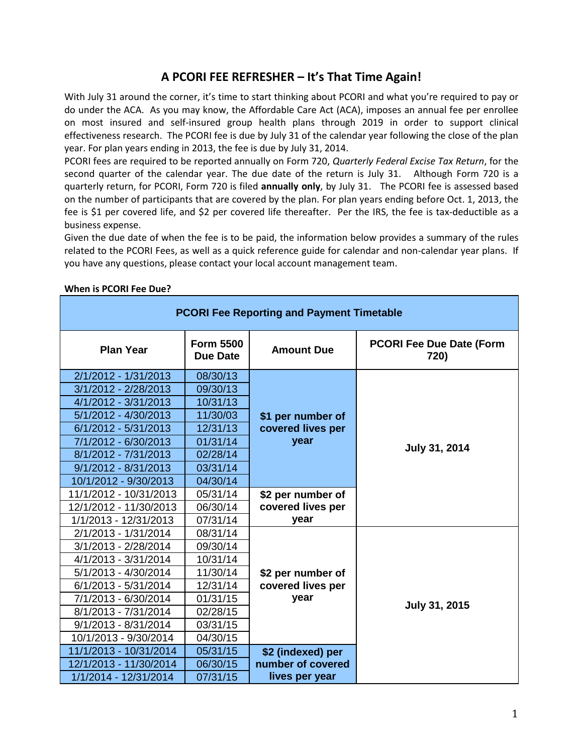# A PCORI FEE REFRESHER – It's That Time Again!

With July 31 around the corner, it's time to start thinking about PCORI and what you're required to pay or do under the ACA. As you may know, the Affordable Care Act (ACA), imposes an annual fee per enrollee on most insured and self-insured group health plans through 2019 in order to support clinical effectiveness research. The PCORI fee is due by July 31 of the calendar year following the close of the plan year. For plan years ending in 2013, the fee is due by July 31, 2014.

PCORI fees are required to be reported annually on Form 720, *Quarterly Federal Excise Tax Return*, for the second quarter of the calendar year. The due date of the return is July 31. Although Form 720 is a quarterly return, for PCORI, Form 720 is filed **annually only**, by July 31. The PCORI fee is assessed based on the number of participants that are covered by the plan. For plan years ending before Oct. 1, 2013, the fee is $1 per covered life, and $2 per covered life thereafter. Per the IRS, the fee is tax-deductible as a business expense.

Given the due date of when the fee is to be paid, the information below provides a summary of the rules related to the PCORI Fees, as well as a quick reference guide for calendar and non-calendar year plans. If you have any questions, please contact your local account management team.

**When is PCORI Fee Due?**

| PCORI Fee Reporting and Payment Timetable | | | |
|---|---|---|---|
| **Plan Year** | **Form 5500 Due Date** | **Amount Due** | **PCORI Fee Due Date (Form 720)** |
| 2/1/2012 - 1/31/2013 | 08/30/13 | $1 per number of covered lives per year | July 31, 2014 |
| 3/1/2012 - 2/28/2013 | 09/30/13 | | |
| 4/1/2012 - 3/31/2013 | 10/31/13 | | |
| 5/1/2012 - 4/30/2013 | 11/30/03 | | |
| 6/1/2012 - 5/31/2013 | 12/31/13 | | |
| 7/1/2012 - 6/30/2013 | 01/31/14 | | |
| 8/1/2012 - 7/31/2013 | 02/28/14 | | |
| 9/1/2012 - 8/31/2013 | 03/31/14 | | |
| 10/1/2012 - 9/30/2013 | 04/30/14 | | |
| 11/1/2012 - 10/31/2013 | 05/31/14 | $2 per number of covered lives per year | |
| 12/1/2012 - 11/30/2013 | 06/30/14 | | |
| 1/1/2013 - 12/31/2013 | 07/31/14 | | |
| 2/1/2013 - 1/31/2014 | 08/31/14 | $2 per number of covered lives per year | July 31, 2015 |
| 3/1/2013 - 2/28/2014 | 09/30/14 | | |
| 4/1/2013 - 3/31/2014 | 10/31/14 | | |
| 5/1/2013 - 4/30/2014 | 11/30/14 | | |
| 6/1/2013 - 5/31/2014 | 12/31/14 | | |
| 7/1/2013 - 6/30/2014 | 01/31/15 | | |
| 8/1/2013 - 7/31/2014 | 02/28/15 | | |
| 9/1/2013 - 8/31/2014 | 03/31/15 | | |
| 10/1/2013 - 9/30/2014 | 04/30/15 | | |
| 11/1/2013 - 10/31/2014 | 05/31/15 | $2 (indexed) per number of covered lives per year | |
| 12/1/2013 - 11/30/2014 | 06/30/15 | | |
| 1/1/2014 - 12/31/2014 | 07/31/15 | | |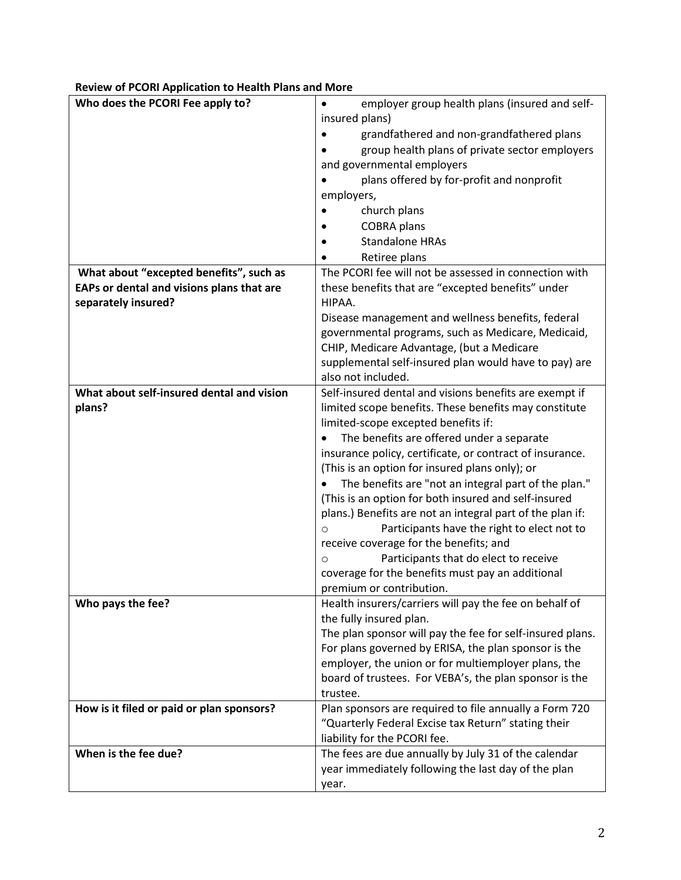**Review of PCORI Application to Health Plans and More**

| Who does the PCORI Fee apply to? | • employer group health plans (insured and self-insured plans)<br>• grandfathered and non-grandfathered plans<br>• group health plans of private sector employers and governmental employers<br>• plans offered by for-profit and nonprofit employers,<br>• church plans<br>• COBRA plans<br>• Standalone HRAs<br>• Retiree plans |
|---|---|
| **What about "excepted benefits", such as EAPs or dental and visions plans that are separately insured?** | The PCORI fee will not be assessed in connection with these benefits that are "excepted benefits" under HIPAA.<br>Disease management and wellness benefits, federal governmental programs, such as Medicare, Medicaid, CHIP, Medicare Advantage, (but a Medicare supplemental self-insured plan would have to pay) are also not included. |
| **What about self-insured dental and vision plans?** | Self-insured dental and visions benefits are exempt if limited scope benefits. These benefits may constitute limited-scope excepted benefits if:<br>• The benefits are offered under a separate insurance policy, certificate, or contract of insurance. (This is an option for insured plans only); or<br>• The benefits are "not an integral part of the plan." (This is an option for both insured and self-insured plans.) Benefits are not an integral part of the plan if:<br>○ Participants have the right to elect not to receive coverage for the benefits; and<br>○ Participants that do elect to receive coverage for the benefits must pay an additional premium or contribution. |
| **Who pays the fee?** | Health insurers/carriers will pay the fee on behalf of the fully insured plan.<br>The plan sponsor will pay the fee for self-insured plans. For plans governed by ERISA, the plan sponsor is the employer, the union or for multiemployer plans, the board of trustees. For VEBA's, the plan sponsor is the trustee. |
| **How is it filed or paid or plan sponsors?** | Plan sponsors are required to file annually a Form 720 "Quarterly Federal Excise tax Return" stating their liability for the PCORI fee. |
| **When is the fee due?** | The fees are due annually by July 31 of the calendar year immediately following the last day of the plan year. |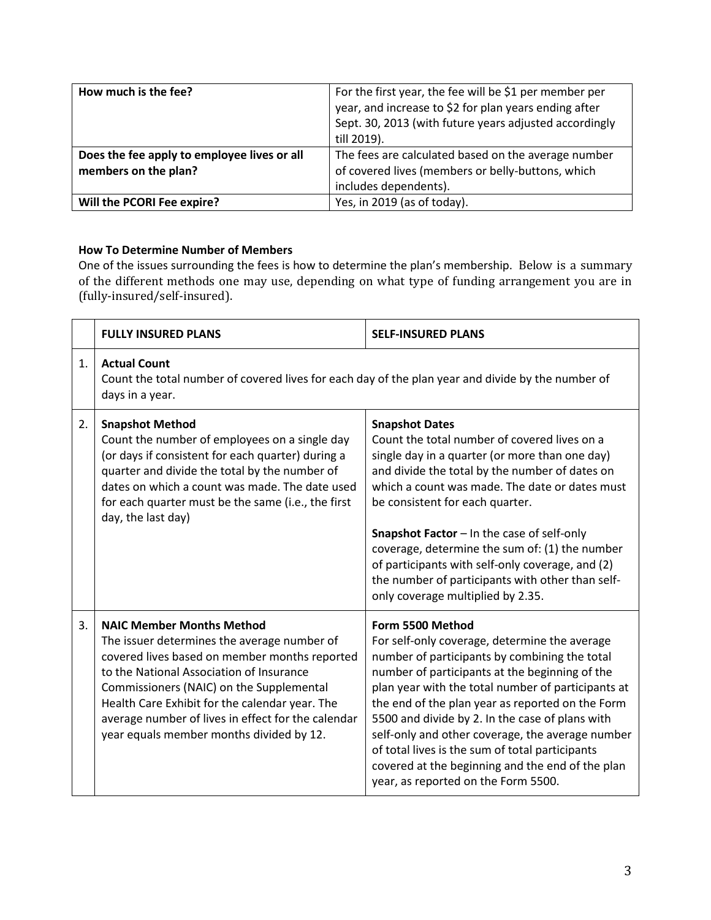| How much is the fee? | For the first year, the fee will be $1 per member per year, and increase to $2 for plan years ending after Sept. 30, 2013 (with future years adjusted accordingly till 2019). |
|---|---|
| **Does the fee apply to employee lives or all members on the plan?** | The fees are calculated based on the average number of covered lives (members or belly-buttons, which includes dependents). |
| **Will the PCORI Fee expire?** | Yes, in 2019 (as of today). |

**How To Determine Number of Members**

One of the issues surrounding the fees is how to determine the plan's membership. Below is a summary of the different methods one may use, depending on what type of funding arrangement you are in (fully-insured/self-insured).

| | FULLY INSURED PLANS | SELF-INSURED PLANS |
|---|---|---|
| 1. | **Actual Count**<br>Count the total number of covered lives for each day of the plan year and divide by the number of days in a year. | |
| 2. | **Snapshot Method**<br>Count the number of employees on a single day (or days if consistent for each quarter) during a quarter and divide the total by the number of dates on which a count was made. The date used for each quarter must be the same (i.e., the first day, the last day) | **Snapshot Dates**<br>Count the total number of covered lives on a single day in a quarter (or more than one day) and divide the total by the number of dates on which a count was made. The date or dates must be consistent for each quarter.<br><br>**Snapshot Factor** – In the case of self-only coverage, determine the sum of: (1) the number of participants with self-only coverage, and (2) the number of participants with other than self-only coverage multiplied by 2.35. |
| 3. | **NAIC Member Months Method**<br>The issuer determines the average number of covered lives based on member months reported to the National Association of Insurance Commissioners (NAIC) on the Supplemental Health Care Exhibit for the calendar year. The average number of lives in effect for the calendar year equals member months divided by 12. | **Form 5500 Method**<br>For self-only coverage, determine the average number of participants by combining the total number of participants at the beginning of the plan year with the total number of participants at the end of the plan year as reported on the Form 5500 and divide by 2. In the case of plans with self-only and other coverage, the average number of total lives is the sum of total participants covered at the beginning and the end of the plan year, as reported on the Form 5500. |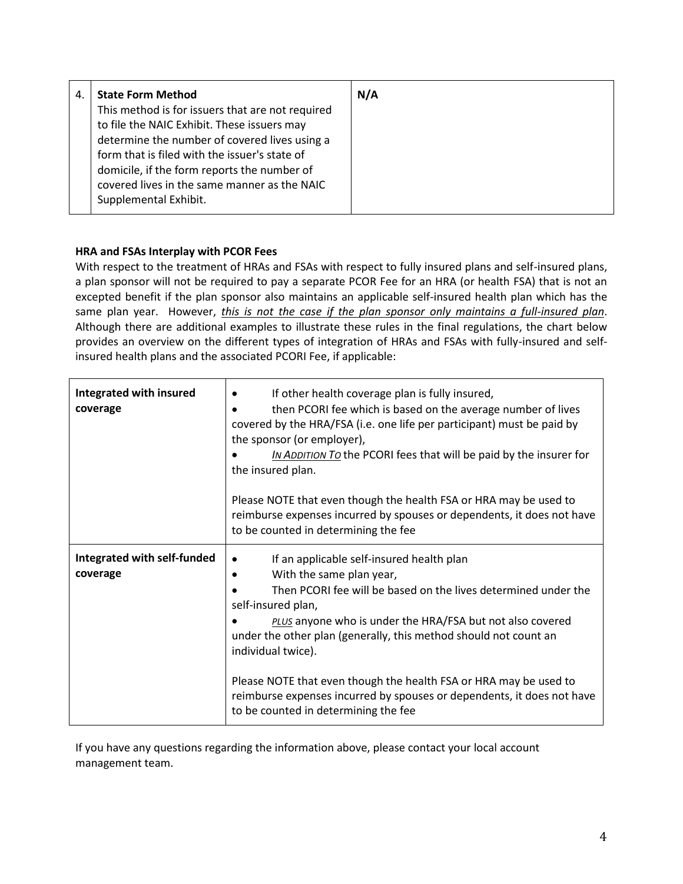| | | |
|---|---|---|
| 4. | **State Form Method**<br>This method is for issuers that are not required to file the NAIC Exhibit. These issuers may determine the number of covered lives using a form that is filed with the issuer's state of domicile, if the form reports the number of covered lives in the same manner as the NAIC Supplemental Exhibit. | **N/A** |

**HRA and FSAs Interplay with PCOR Fees**

With respect to the treatment of HRAs and FSAs with respect to fully insured plans and self-insured plans, a plan sponsor will not be required to pay a separate PCOR Fee for an HRA (or health FSA) that is not an excepted benefit if the plan sponsor also maintains an applicable self-insured health plan which has the same plan year. However, ***this is not the case if the plan sponsor only maintains a full-insured plan***. Although there are additional examples to illustrate these rules in the final regulations, the chart below provides an overview on the different types of integration of HRAs and FSAs with fully-insured and self-insured health plans and the associated PCORI Fee, if applicable:

| | |
|---|---|
| **Integrated with insured coverage** | • If other health coverage plan is fully insured,<br>• then PCORI fee which is based on the average number of lives covered by the HRA/FSA (i.e. one life per participant) must be paid by the sponsor (or employer),<br>• *IN ADDITION TO* the PCORI fees that will be paid by the insurer for the insured plan.<br><br>Please NOTE that even though the health FSA or HRA may be used to reimburse expenses incurred by spouses or dependents, it does not have to be counted in determining the fee |
| **Integrated with self-funded coverage** | • If an applicable self-insured health plan<br>• With the same plan year,<br>• Then PCORI fee will be based on the lives determined under the self-insured plan,<br>• *PLUS* anyone who is under the HRA/FSA but not also covered under the other plan (generally, this method should not count an individual twice).<br><br>Please NOTE that even though the health FSA or HRA may be used to reimburse expenses incurred by spouses or dependents, it does not have to be counted in determining the fee |

If you have any questions regarding the information above, please contact your local account management team.